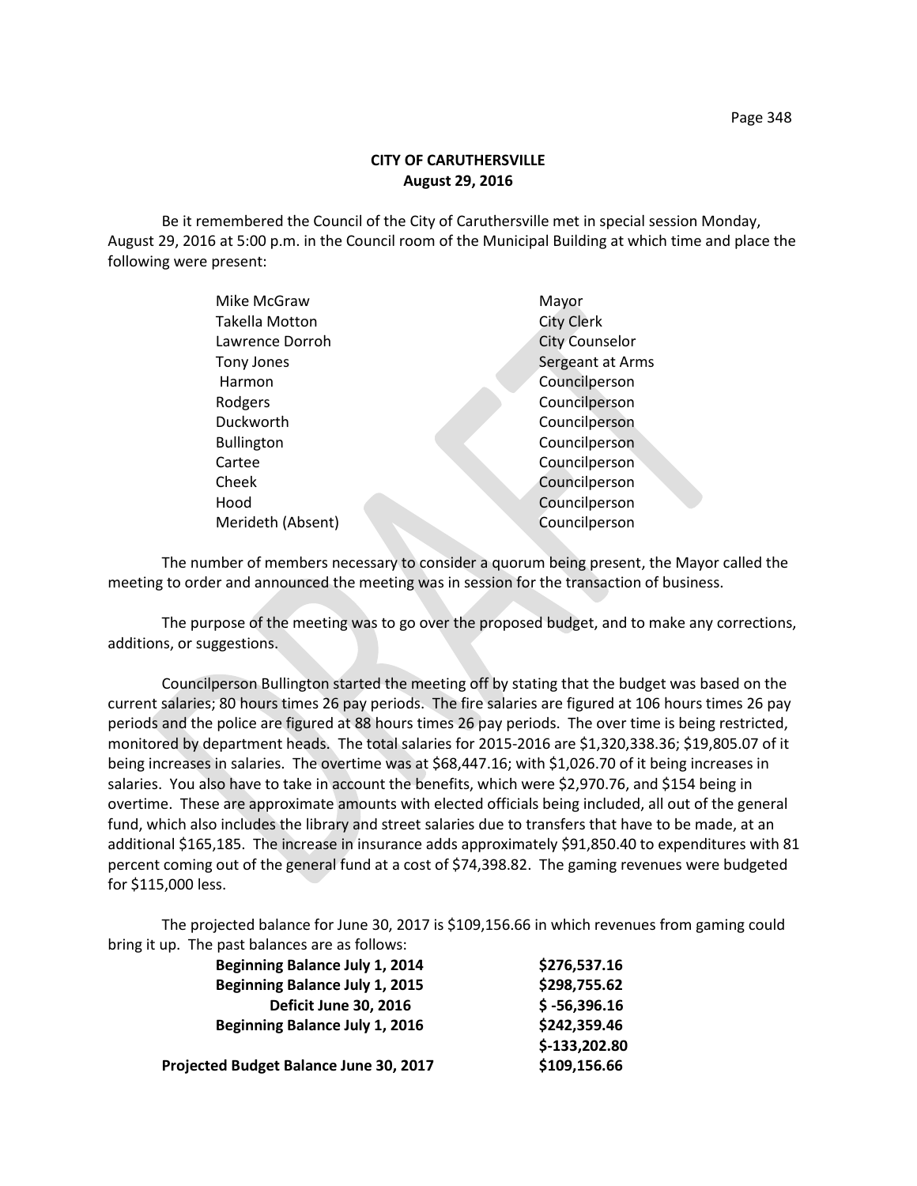**CITY OF CARUTHERSVILLE**
**August 29, 2016**

Be it remembered the Council of the City of Caruthersville met in special session Monday, August 29, 2016 at 5:00 p.m. in the Council room of the Municipal Building at which time and place the following were present:

| | |
|---|---|
| Mike McGraw | Mayor |
| Takella Motton | City Clerk |
| Lawrence Dorroh | City Counselor |
| Tony Jones | Sergeant at Arms |
| Harmon | Councilperson |
| Rodgers | Councilperson |
| Duckworth | Councilperson |
| Bullington | Councilperson |
| Cartee | Councilperson |
| Cheek | Councilperson |
| Hood | Councilperson |
| Merideth (Absent) | Councilperson |

The number of members necessary to consider a quorum being present, the Mayor called the meeting to order and announced the meeting was in session for the transaction of business.

The purpose of the meeting was to go over the proposed budget, and to make any corrections, additions, or suggestions.

Councilperson Bullington started the meeting off by stating that the budget was based on the current salaries; 80 hours times 26 pay periods. The fire salaries are figured at 106 hours times 26 pay periods and the police are figured at 88 hours times 26 pay periods. The over time is being restricted, monitored by department heads. The total salaries for 2015-2016 are $1,320,338.36; $19,805.07 of it being increases in salaries. The overtime was at $68,447.16; with $1,026.70 of it being increases in salaries. You also have to take in account the benefits, which were $2,970.76, and $154 being in overtime. These are approximate amounts with elected officials being included, all out of the general fund, which also includes the library and street salaries due to transfers that have to be made, at an additional $165,185. The increase in insurance adds approximately $91,850.40 to expenditures with 81 percent coming out of the general fund at a cost of $74,398.82. The gaming revenues were budgeted for $115,000 less.

The projected balance for June 30, 2017 is $109,156.66 in which revenues from gaming could bring it up. The past balances are as follows:

| | |
|---|---|
| **Beginning Balance July 1, 2014** | **$276,537.16** |
| **Beginning Balance July 1, 2015** | **$298,755.62** |
| **Deficit June 30, 2016** | **$ -56,396.16** |
| **Beginning Balance July 1, 2016** | **$242,359.46** |
| | **$-133,202.80** |
| **Projected Budget Balance June 30, 2017** | **$109,156.66** |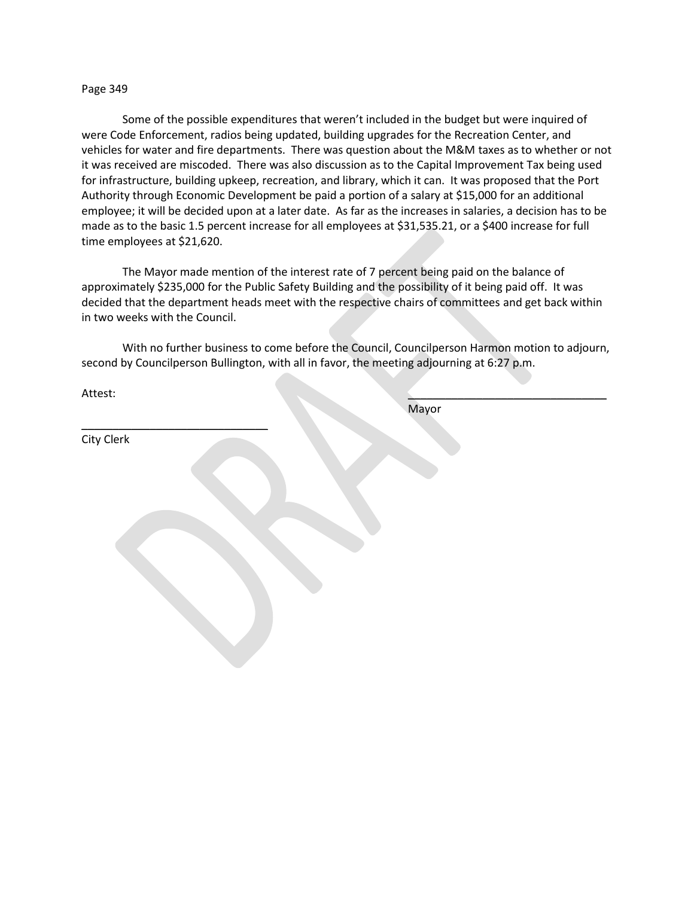Some of the possible expenditures that weren't included in the budget but were inquired of were Code Enforcement, radios being updated, building upgrades for the Recreation Center, and vehicles for water and fire departments. There was question about the M&M taxes as to whether or not it was received are miscoded. There was also discussion as to the Capital Improvement Tax being used for infrastructure, building upkeep, recreation, and library, which it can. It was proposed that the Port Authority through Economic Development be paid a portion of a salary at $15,000 for an additional employee; it will be decided upon at a later date. As far as the increases in salaries, a decision has to be made as to the basic 1.5 percent increase for all employees at $31,535.21, or a $400 increase for full time employees at $21,620.

The Mayor made mention of the interest rate of 7 percent being paid on the balance of approximately $235,000 for the Public Safety Building and the possibility of it being paid off. It was decided that the department heads meet with the respective chairs of committees and get back within in two weeks with the Council.

With no further business to come before the Council, Councilperson Harmon motion to adjourn, second by Councilperson Bullington, with all in favor, the meeting adjourning at 6:27 p.m.

Attest:

_______________________________
Mayor

_______________________________
City Clerk

DRAFT